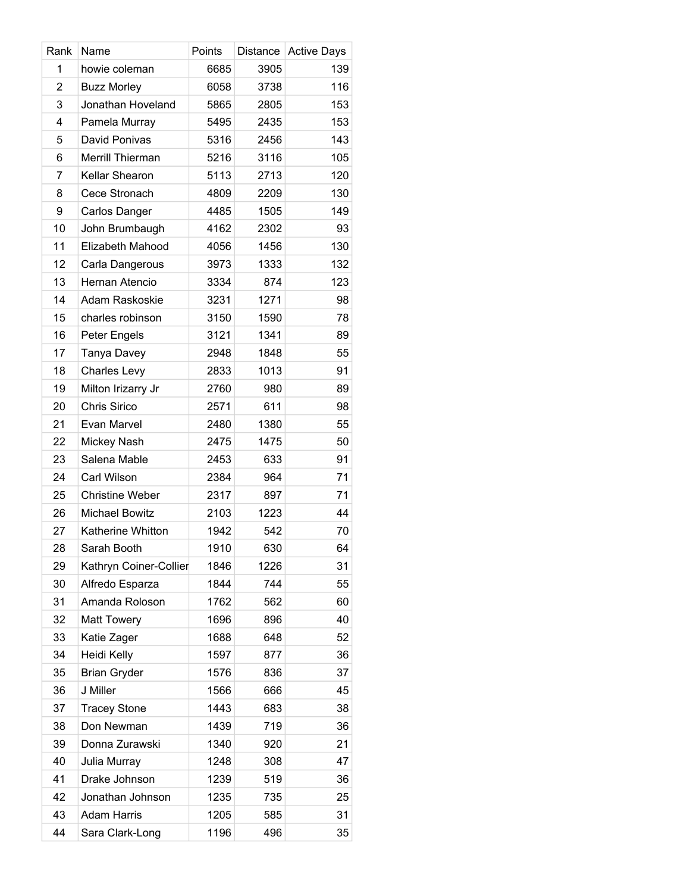| Rank | Name | Points | Distance | Active Days |
|---|---|---|---|---|
| 1 | howie coleman | 6685 | 3905 | 139 |
| 2 | Buzz Morley | 6058 | 3738 | 116 |
| 3 | Jonathan Hoveland | 5865 | 2805 | 153 |
| 4 | Pamela Murray | 5495 | 2435 | 153 |
| 5 | David Ponivas | 5316 | 2456 | 143 |
| 6 | Merrill Thierman | 5216 | 3116 | 105 |
| 7 | Kellar Shearon | 5113 | 2713 | 120 |
| 8 | Cece Stronach | 4809 | 2209 | 130 |
| 9 | Carlos Danger | 4485 | 1505 | 149 |
| 10 | John Brumbaugh | 4162 | 2302 | 93 |
| 11 | Elizabeth Mahood | 4056 | 1456 | 130 |
| 12 | Carla Dangerous | 3973 | 1333 | 132 |
| 13 | Hernan Atencio | 3334 | 874 | 123 |
| 14 | Adam Raskoskie | 3231 | 1271 | 98 |
| 15 | charles robinson | 3150 | 1590 | 78 |
| 16 | Peter Engels | 3121 | 1341 | 89 |
| 17 | Tanya Davey | 2948 | 1848 | 55 |
| 18 | Charles Levy | 2833 | 1013 | 91 |
| 19 | Milton Irizarry Jr | 2760 | 980 | 89 |
| 20 | Chris Sirico | 2571 | 611 | 98 |
| 21 | Evan Marvel | 2480 | 1380 | 55 |
| 22 | Mickey Nash | 2475 | 1475 | 50 |
| 23 | Salena Mable | 2453 | 633 | 91 |
| 24 | Carl Wilson | 2384 | 964 | 71 |
| 25 | Christine Weber | 2317 | 897 | 71 |
| 26 | Michael Bowitz | 2103 | 1223 | 44 |
| 27 | Katherine Whitton | 1942 | 542 | 70 |
| 28 | Sarah Booth | 1910 | 630 | 64 |
| 29 | Kathryn Coiner-Collier | 1846 | 1226 | 31 |
| 30 | Alfredo Esparza | 1844 | 744 | 55 |
| 31 | Amanda Roloson | 1762 | 562 | 60 |
| 32 | Matt Towery | 1696 | 896 | 40 |
| 33 | Katie Zager | 1688 | 648 | 52 |
| 34 | Heidi Kelly | 1597 | 877 | 36 |
| 35 | Brian Gryder | 1576 | 836 | 37 |
| 36 | J Miller | 1566 | 666 | 45 |
| 37 | Tracey Stone | 1443 | 683 | 38 |
| 38 | Don Newman | 1439 | 719 | 36 |
| 39 | Donna Zurawski | 1340 | 920 | 21 |
| 40 | Julia Murray | 1248 | 308 | 47 |
| 41 | Drake Johnson | 1239 | 519 | 36 |
| 42 | Jonathan Johnson | 1235 | 735 | 25 |
| 43 | Adam Harris | 1205 | 585 | 31 |
| 44 | Sara Clark-Long | 1196 | 496 | 35 |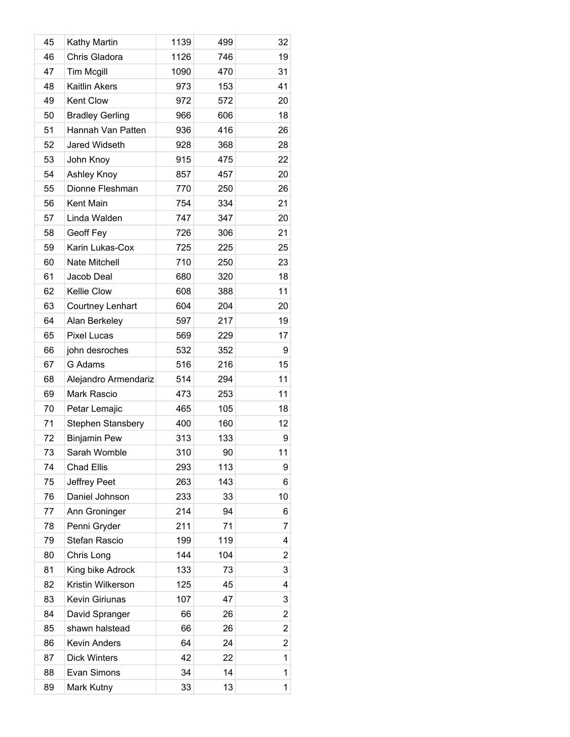| | | | | |
|---|---|---|---|---|
| 45 | Kathy Martin | 1139 | 499 | 32 |
| 46 | Chris Gladora | 1126 | 746 | 19 |
| 47 | Tim Mcgill | 1090 | 470 | 31 |
| 48 | Kaitlin Akers | 973 | 153 | 41 |
| 49 | Kent Clow | 972 | 572 | 20 |
| 50 | Bradley Gerling | 966 | 606 | 18 |
| 51 | Hannah Van Patten | 936 | 416 | 26 |
| 52 | Jared Widseth | 928 | 368 | 28 |
| 53 | John Knoy | 915 | 475 | 22 |
| 54 | Ashley Knoy | 857 | 457 | 20 |
| 55 | Dionne Fleshman | 770 | 250 | 26 |
| 56 | Kent Main | 754 | 334 | 21 |
| 57 | Linda Walden | 747 | 347 | 20 |
| 58 | Geoff Fey | 726 | 306 | 21 |
| 59 | Karin Lukas-Cox | 725 | 225 | 25 |
| 60 | Nate Mitchell | 710 | 250 | 23 |
| 61 | Jacob Deal | 680 | 320 | 18 |
| 62 | Kellie Clow | 608 | 388 | 11 |
| 63 | Courtney Lenhart | 604 | 204 | 20 |
| 64 | Alan Berkeley | 597 | 217 | 19 |
| 65 | Pixel Lucas | 569 | 229 | 17 |
| 66 | john desroches | 532 | 352 | 9 |
| 67 | G Adams | 516 | 216 | 15 |
| 68 | Alejandro Armendariz | 514 | 294 | 11 |
| 69 | Mark Rascio | 473 | 253 | 11 |
| 70 | Petar Lemajic | 465 | 105 | 18 |
| 71 | Stephen Stansbery | 400 | 160 | 12 |
| 72 | Binjamin Pew | 313 | 133 | 9 |
| 73 | Sarah Womble | 310 | 90 | 11 |
| 74 | Chad Ellis | 293 | 113 | 9 |
| 75 | Jeffrey Peet | 263 | 143 | 6 |
| 76 | Daniel Johnson | 233 | 33 | 10 |
| 77 | Ann Groninger | 214 | 94 | 6 |
| 78 | Penni Gryder | 211 | 71 | 7 |
| 79 | Stefan Rascio | 199 | 119 | 4 |
| 80 | Chris Long | 144 | 104 | 2 |
| 81 | King bike Adrock | 133 | 73 | 3 |
| 82 | Kristin Wilkerson | 125 | 45 | 4 |
| 83 | Kevin Giriunas | 107 | 47 | 3 |
| 84 | David Spranger | 66 | 26 | 2 |
| 85 | shawn halstead | 66 | 26 | 2 |
| 86 | Kevin Anders | 64 | 24 | 2 |
| 87 | Dick Winters | 42 | 22 | 1 |
| 88 | Evan Simons | 34 | 14 | 1 |
| 89 | Mark Kutny | 33 | 13 | 1 |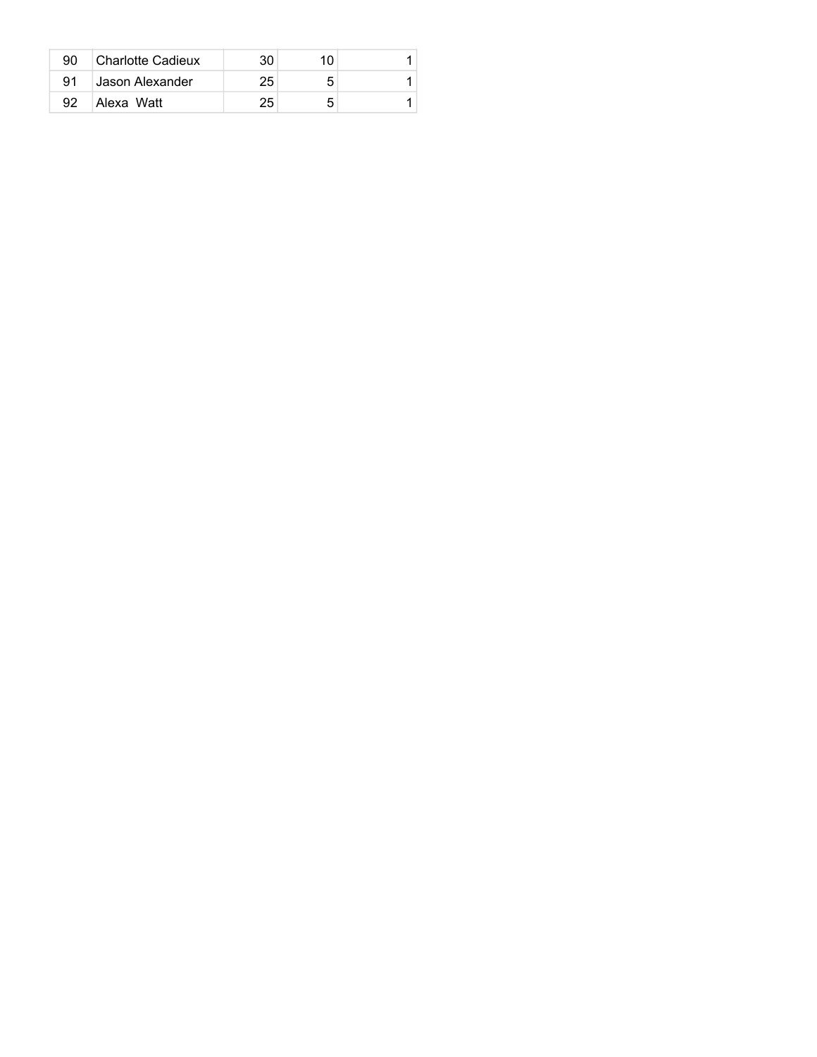| | | | | |
|---|---|---|---|---|
| 90 | Charlotte Cadieux | 30 | 10 | 1 |
| 91 | Jason Alexander | 25 | 5 | 1 |
| 92 | Alexa  Watt | 25 | 5 | 1 |